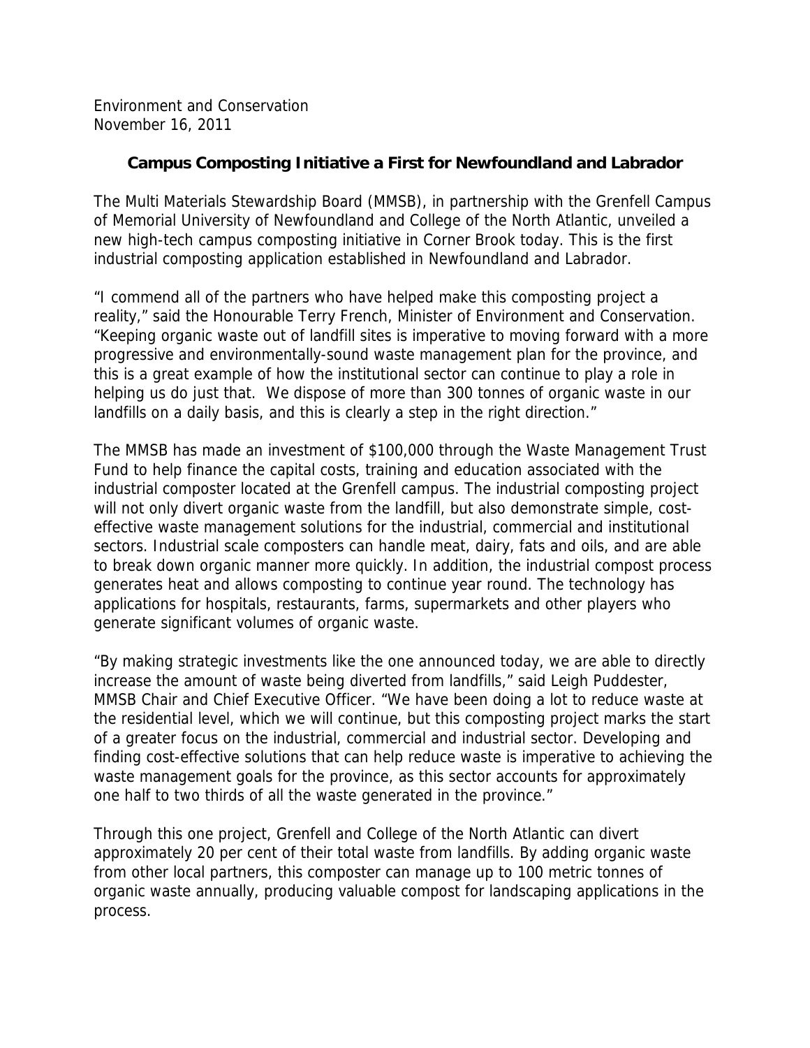Environment and Conservation
November 16, 2011

## Campus Composting Initiative a First for Newfoundland and Labrador

The Multi Materials Stewardship Board (MMSB), in partnership with the Grenfell Campus of Memorial University of Newfoundland and College of the North Atlantic, unveiled a new high-tech campus composting initiative in Corner Brook today. This is the first industrial composting application established in Newfoundland and Labrador.

"I commend all of the partners who have helped make this composting project a reality," said the Honourable Terry French, Minister of Environment and Conservation. "Keeping organic waste out of landfill sites is imperative to moving forward with a more progressive and environmentally-sound waste management plan for the province, and this is a great example of how the institutional sector can continue to play a role in helping us do just that. We dispose of more than 300 tonnes of organic waste in our landfills on a daily basis, and this is clearly a step in the right direction."

The MMSB has made an investment of $100,000 through the Waste Management Trust Fund to help finance the capital costs, training and education associated with the industrial composter located at the Grenfell campus. The industrial composting project will not only divert organic waste from the landfill, but also demonstrate simple, cost-effective waste management solutions for the industrial, commercial and institutional sectors. Industrial scale composters can handle meat, dairy, fats and oils, and are able to break down organic manner more quickly. In addition, the industrial compost process generates heat and allows composting to continue year round. The technology has applications for hospitals, restaurants, farms, supermarkets and other players who generate significant volumes of organic waste.

"By making strategic investments like the one announced today, we are able to directly increase the amount of waste being diverted from landfills," said Leigh Puddester, MMSB Chair and Chief Executive Officer. "We have been doing a lot to reduce waste at the residential level, which we will continue, but this composting project marks the start of a greater focus on the industrial, commercial and industrial sector. Developing and finding cost-effective solutions that can help reduce waste is imperative to achieving the waste management goals for the province, as this sector accounts for approximately one half to two thirds of all the waste generated in the province."

Through this one project, Grenfell and College of the North Atlantic can divert approximately 20 per cent of their total waste from landfills. By adding organic waste from other local partners, this composter can manage up to 100 metric tonnes of organic waste annually, producing valuable compost for landscaping applications in the process.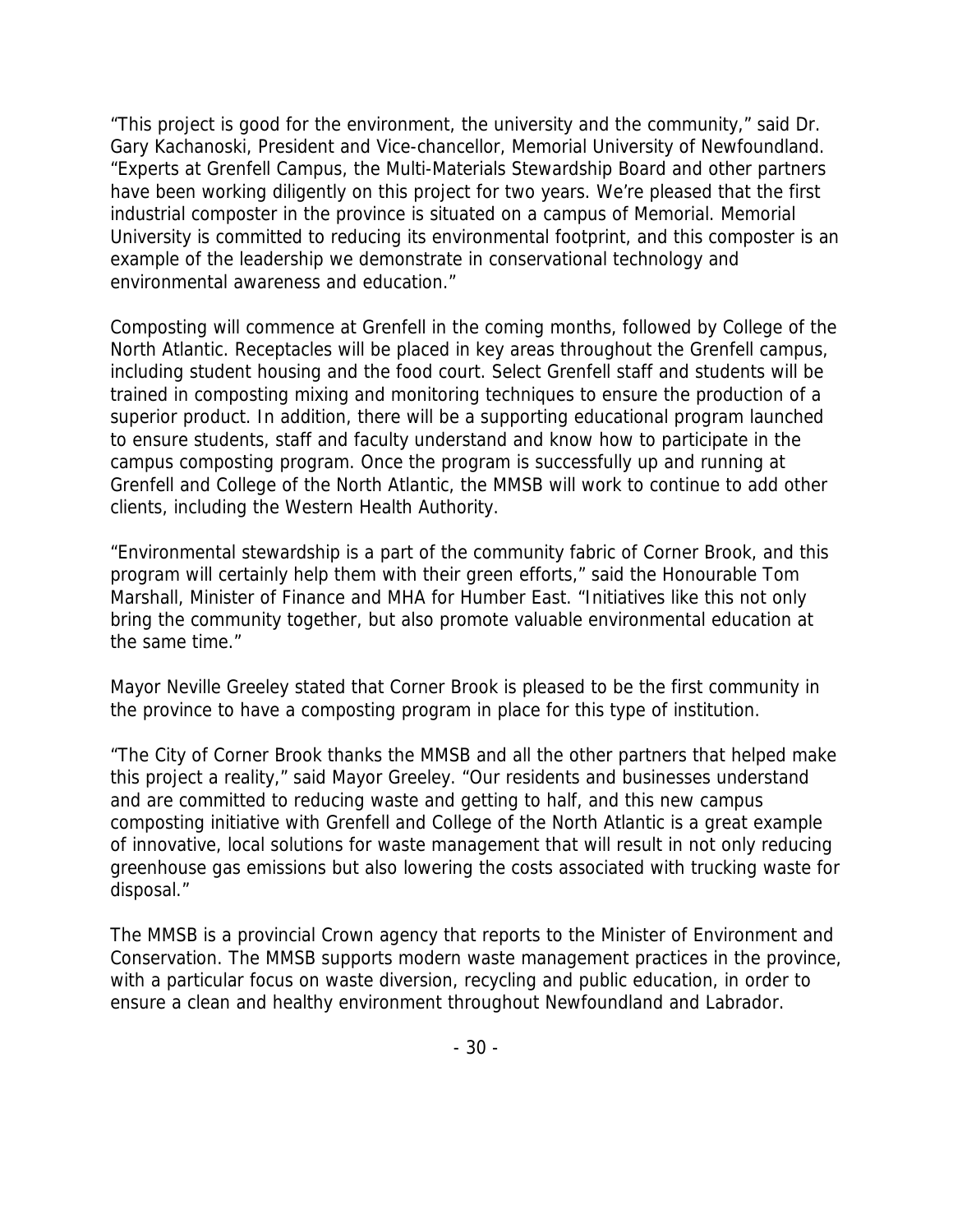"This project is good for the environment, the university and the community," said Dr. Gary Kachanoski, President and Vice-chancellor, Memorial University of Newfoundland. "Experts at Grenfell Campus, the Multi-Materials Stewardship Board and other partners have been working diligently on this project for two years. We're pleased that the first industrial composter in the province is situated on a campus of Memorial. Memorial University is committed to reducing its environmental footprint, and this composter is an example of the leadership we demonstrate in conservational technology and environmental awareness and education."

Composting will commence at Grenfell in the coming months, followed by College of the North Atlantic. Receptacles will be placed in key areas throughout the Grenfell campus, including student housing and the food court. Select Grenfell staff and students will be trained in composting mixing and monitoring techniques to ensure the production of a superior product. In addition, there will be a supporting educational program launched to ensure students, staff and faculty understand and know how to participate in the campus composting program. Once the program is successfully up and running at Grenfell and College of the North Atlantic, the MMSB will work to continue to add other clients, including the Western Health Authority.

"Environmental stewardship is a part of the community fabric of Corner Brook, and this program will certainly help them with their green efforts," said the Honourable Tom Marshall, Minister of Finance and MHA for Humber East. "Initiatives like this not only bring the community together, but also promote valuable environmental education at the same time."

Mayor Neville Greeley stated that Corner Brook is pleased to be the first community in the province to have a composting program in place for this type of institution.

"The City of Corner Brook thanks the MMSB and all the other partners that helped make this project a reality," said Mayor Greeley. "Our residents and businesses understand and are committed to reducing waste and getting to half, and this new campus composting initiative with Grenfell and College of the North Atlantic is a great example of innovative, local solutions for waste management that will result in not only reducing greenhouse gas emissions but also lowering the costs associated with trucking waste for disposal."

The MMSB is a provincial Crown agency that reports to the Minister of Environment and Conservation. The MMSB supports modern waste management practices in the province, with a particular focus on waste diversion, recycling and public education, in order to ensure a clean and healthy environment throughout Newfoundland and Labrador.

- 30 -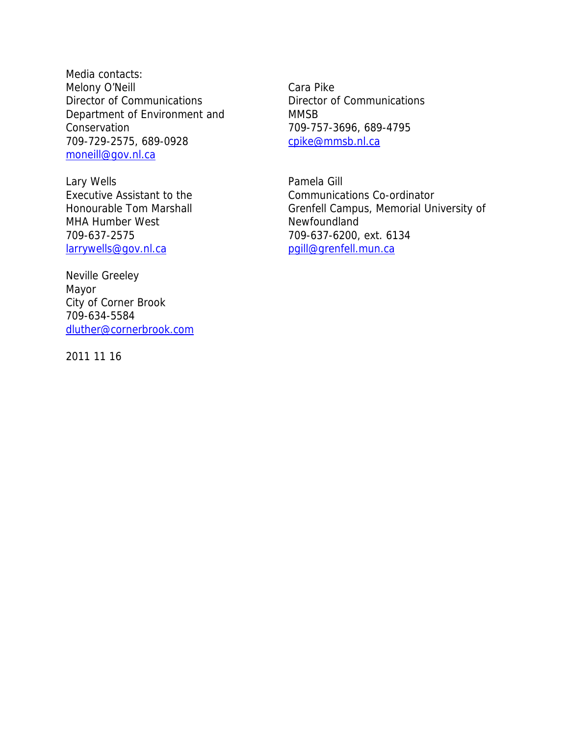Media contacts:

Melony O'Neill
Director of Communications
Department of Environment and Conservation
709-729-2575, 689-0928
moneill@gov.nl.ca

Cara Pike
Director of Communications
MMSB
709-757-3696, 689-4795
cpike@mmsb.nl.ca

Lary Wells
Executive Assistant to the Honourable Tom Marshall
MHA Humber West
709-637-2575
larrywells@gov.nl.ca

Pamela Gill
Communications Co-ordinator
Grenfell Campus, Memorial University of Newfoundland
709-637-6200, ext. 6134
pgill@grenfell.mun.ca

Neville Greeley
Mayor
City of Corner Brook
709-634-5584
dluther@cornerbrook.com

2011 11 16